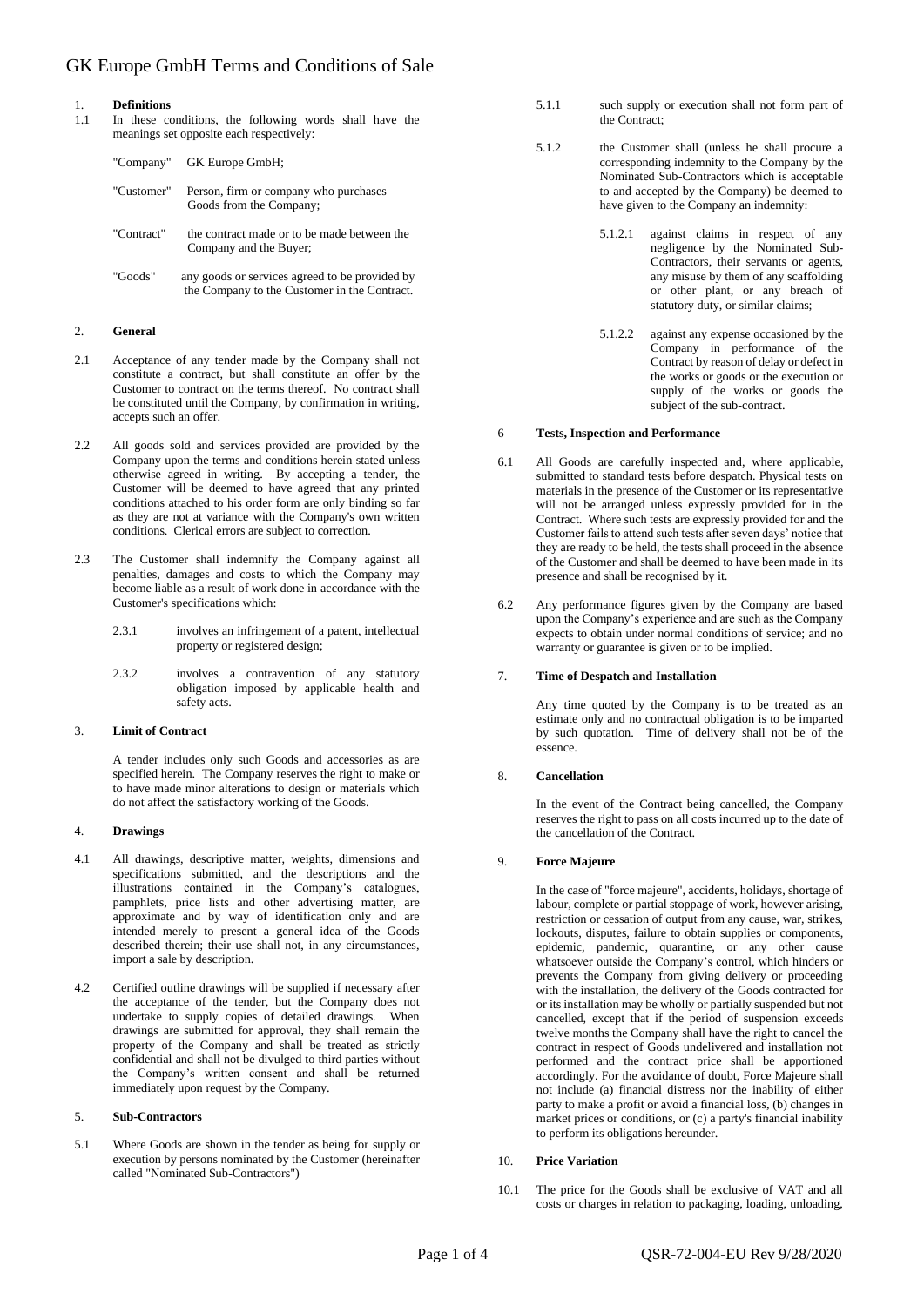# GK Europe GmbH Terms and Conditions of Sale

1. **Definitions**

1.1 In these conditions, the following words shall have the meanings set opposite each respectively:

| | |
|---|---|
| "Company" | GK Europe GmbH; |
| "Customer" | Person, firm or company who purchases Goods from the Company; |
| "Contract" | the contract made or to be made between the Company and the Buyer; |
| "Goods" | any goods or services agreed to be provided by the Company to the Customer in the Contract. |

2. **General**

2.1 Acceptance of any tender made by the Company shall not constitute a contract, but shall constitute an offer by the Customer to contract on the terms thereof. No contract shall be constituted until the Company, by confirmation in writing, accepts such an offer.

2.2 All goods sold and services provided are provided by the Company upon the terms and conditions herein stated unless otherwise agreed in writing. By accepting a tender, the Customer will be deemed to have agreed that any printed conditions attached to his order form are only binding so far as they are not at variance with the Company's own written conditions. Clerical errors are subject to correction.

2.3 The Customer shall indemnify the Company against all penalties, damages and costs to which the Company may become liable as a result of work done in accordance with the Customer's specifications which:

2.3.1 involves an infringement of a patent, intellectual property or registered design;

2.3.2 involves a contravention of any statutory obligation imposed by applicable health and safety acts.

3. **Limit of Contract**

A tender includes only such Goods and accessories as are specified herein. The Company reserves the right to make or to have made minor alterations to design or materials which do not affect the satisfactory working of the Goods.

4. **Drawings**

4.1 All drawings, descriptive matter, weights, dimensions and specifications submitted, and the descriptions and the illustrations contained in the Company's catalogues, pamphlets, price lists and other advertising matter, are approximate and by way of identification only and are intended merely to present a general idea of the Goods described therein; their use shall not, in any circumstances, import a sale by description.

4.2 Certified outline drawings will be supplied if necessary after the acceptance of the tender, but the Company does not undertake to supply copies of detailed drawings. When drawings are submitted for approval, they shall remain the property of the Company and shall be treated as strictly confidential and shall not be divulged to third parties without the Company's written consent and shall be returned immediately upon request by the Company.

5. **Sub-Contractors**

5.1 Where Goods are shown in the tender as being for supply or execution by persons nominated by the Customer (hereinafter called "Nominated Sub-Contractors")

5.1.1 such supply or execution shall not form part of the Contract;

5.1.2 the Customer shall (unless he shall procure a corresponding indemnity to the Company by the Nominated Sub-Contractors which is acceptable to and accepted by the Company) be deemed to have given to the Company an indemnity:

5.1.2.1 against claims in respect of any negligence by the Nominated Sub-Contractors, their servants or agents, any misuse by them of any scaffolding or other plant, or any breach of statutory duty, or similar claims;

5.1.2.2 against any expense occasioned by the Company in performance of the Contract by reason of delay or defect in the works or goods or the execution or supply of the works or goods the subject of the sub-contract.

6 **Tests, Inspection and Performance**

6.1 All Goods are carefully inspected and, where applicable, submitted to standard tests before despatch. Physical tests on materials in the presence of the Customer or its representative will not be arranged unless expressly provided for in the Contract. Where such tests are expressly provided for and the Customer fails to attend such tests after seven days' notice that they are ready to be held, the tests shall proceed in the absence of the Customer and shall be deemed to have been made in its presence and shall be recognised by it.

6.2 Any performance figures given by the Company are based upon the Company's experience and are such as the Company expects to obtain under normal conditions of service; and no warranty or guarantee is given or to be implied.

7. **Time of Despatch and Installation**

Any time quoted by the Company is to be treated as an estimate only and no contractual obligation is to be imparted by such quotation. Time of delivery shall not be of the essence.

8. **Cancellation**

In the event of the Contract being cancelled, the Company reserves the right to pass on all costs incurred up to the date of the cancellation of the Contract.

9. **Force Majeure**

In the case of "force majeure", accidents, holidays, shortage of labour, complete or partial stoppage of work, however arising, restriction or cessation of output from any cause, war, strikes, lockouts, disputes, failure to obtain supplies or components, epidemic, pandemic, quarantine, or any other cause whatsoever outside the Company's control, which hinders or prevents the Company from giving delivery or proceeding with the installation, the delivery of the Goods contracted for or its installation may be wholly or partially suspended but not cancelled, except that if the period of suspension exceeds twelve months the Company shall have the right to cancel the contract in respect of Goods undelivered and installation not performed and the contract price shall be apportioned accordingly. For the avoidance of doubt, Force Majeure shall not include (a) financial distress nor the inability of either party to make a profit or avoid a financial loss, (b) changes in market prices or conditions, or (c) a party's financial inability to perform its obligations hereunder.

10. **Price Variation**

10.1 The price for the Goods shall be exclusive of VAT and all costs or charges in relation to packaging, loading, unloading,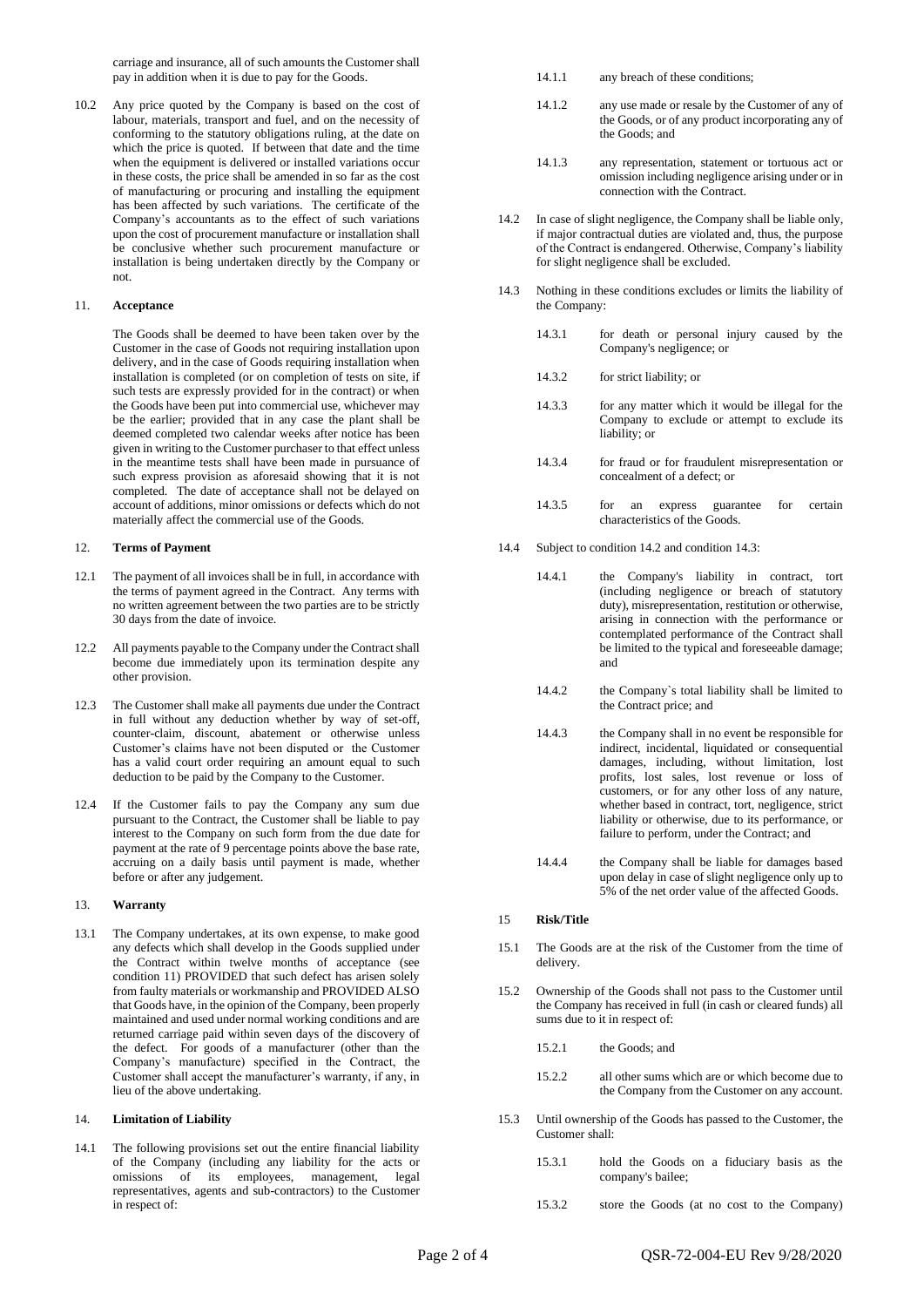carriage and insurance, all of such amounts the Customer shall pay in addition when it is due to pay for the Goods.

10.2 Any price quoted by the Company is based on the cost of labour, materials, transport and fuel, and on the necessity of conforming to the statutory obligations ruling, at the date on which the price is quoted. If between that date and the time when the equipment is delivered or installed variations occur in these costs, the price shall be amended in so far as the cost of manufacturing or procuring and installing the equipment has been affected by such variations. The certificate of the Company's accountants as to the effect of such variations upon the cost of procurement manufacture or installation shall be conclusive whether such procurement manufacture or installation is being undertaken directly by the Company or not.

## 11. Acceptance

The Goods shall be deemed to have been taken over by the Customer in the case of Goods not requiring installation upon delivery, and in the case of Goods requiring installation when installation is completed (or on completion of tests on site, if such tests are expressly provided for in the contract) or when the Goods have been put into commercial use, whichever may be the earlier; provided that in any case the plant shall be deemed completed two calendar weeks after notice has been given in writing to the Customer purchaser to that effect unless in the meantime tests shall have been made in pursuance of such express provision as aforesaid showing that it is not completed. The date of acceptance shall not be delayed on account of additions, minor omissions or defects which do not materially affect the commercial use of the Goods.

## 12. Terms of Payment

12.1 The payment of all invoices shall be in full, in accordance with the terms of payment agreed in the Contract. Any terms with no written agreement between the two parties are to be strictly 30 days from the date of invoice.

12.2 All payments payable to the Company under the Contract shall become due immediately upon its termination despite any other provision.

12.3 The Customer shall make all payments due under the Contract in full without any deduction whether by way of set-off, counter-claim, discount, abatement or otherwise unless Customer's claims have not been disputed or the Customer has a valid court order requiring an amount equal to such deduction to be paid by the Company to the Customer.

12.4 If the Customer fails to pay the Company any sum due pursuant to the Contract, the Customer shall be liable to pay interest to the Company on such form from the due date for payment at the rate of 9 percentage points above the base rate, accruing on a daily basis until payment is made, whether before or after any judgement.

## 13. Warranty

13.1 The Company undertakes, at its own expense, to make good any defects which shall develop in the Goods supplied under the Contract within twelve months of acceptance (see condition 11) PROVIDED that such defect has arisen solely from faulty materials or workmanship and PROVIDED ALSO that Goods have, in the opinion of the Company, been properly maintained and used under normal working conditions and are returned carriage paid within seven days of the discovery of the defect. For goods of a manufacturer (other than the Company's manufacture) specified in the Contract, the Customer shall accept the manufacturer's warranty, if any, in lieu of the above undertaking.

## 14. Limitation of Liability

14.1 The following provisions set out the entire financial liability of the Company (including any liability for the acts or omissions of its employees, management, legal representatives, agents and sub-contractors) to the Customer in respect of:

14.1.1 any breach of these conditions;

14.1.2 any use made or resale by the Customer of any of the Goods, or of any product incorporating any of the Goods; and

14.1.3 any representation, statement or tortuous act or omission including negligence arising under or in connection with the Contract.

14.2 In case of slight negligence, the Company shall be liable only, if major contractual duties are violated and, thus, the purpose of the Contract is endangered. Otherwise, Company's liability for slight negligence shall be excluded.

14.3 Nothing in these conditions excludes or limits the liability of the Company:

14.3.1 for death or personal injury caused by the Company's negligence; or

14.3.2 for strict liability; or

14.3.3 for any matter which it would be illegal for the Company to exclude or attempt to exclude its liability; or

14.3.4 for fraud or for fraudulent misrepresentation or concealment of a defect; or

14.3.5 for an express guarantee for certain characteristics of the Goods.

14.4 Subject to condition 14.2 and condition 14.3:

14.4.1 the Company's liability in contract, tort (including negligence or breach of statutory duty), misrepresentation, restitution or otherwise, arising in connection with the performance or contemplated performance of the Contract shall be limited to the typical and foreseeable damage; and

14.4.2 the Company`s total liability shall be limited to the Contract price; and

14.4.3 the Company shall in no event be responsible for indirect, incidental, liquidated or consequential damages, including, without limitation, lost profits, lost sales, lost revenue or loss of customers, or for any other loss of any nature, whether based in contract, tort, negligence, strict liability or otherwise, due to its performance, or failure to perform, under the Contract; and

14.4.4 the Company shall be liable for damages based upon delay in case of slight negligence only up to 5% of the net order value of the affected Goods.

## 15 Risk/Title

15.1 The Goods are at the risk of the Customer from the time of delivery.

15.2 Ownership of the Goods shall not pass to the Customer until the Company has received in full (in cash or cleared funds) all sums due to it in respect of:

15.2.1 the Goods; and

15.2.2 all other sums which are or which become due to the Company from the Customer on any account.

15.3 Until ownership of the Goods has passed to the Customer, the Customer shall:

15.3.1 hold the Goods on a fiduciary basis as the company's bailee;

15.3.2 store the Goods (at no cost to the Company)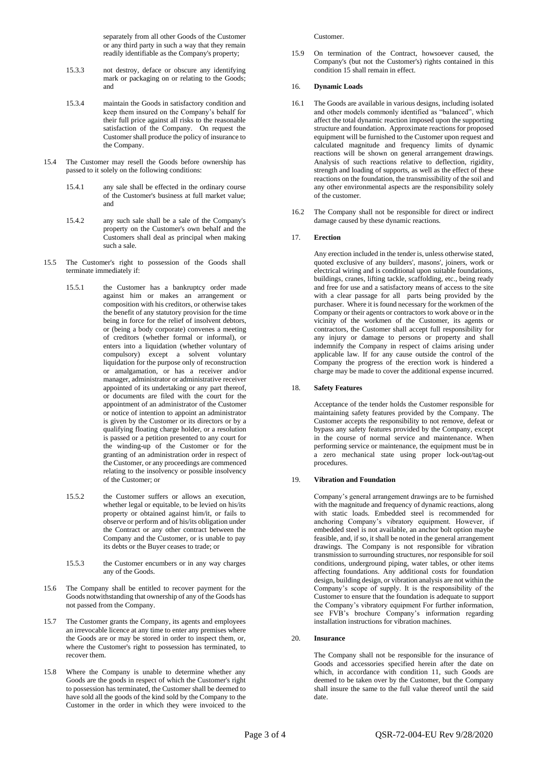separately from all other Goods of the Customer or any third party in such a way that they remain readily identifiable as the Company's property;

15.3.3 not destroy, deface or obscure any identifying mark or packaging on or relating to the Goods; and

15.3.4 maintain the Goods in satisfactory condition and keep them insured on the Company's behalf for their full price against all risks to the reasonable satisfaction of the Company. On request the Customer shall produce the policy of insurance to the Company.

15.4 The Customer may resell the Goods before ownership has passed to it solely on the following conditions:

15.4.1 any sale shall be effected in the ordinary course of the Customer's business at full market value; and

15.4.2 any such sale shall be a sale of the Company's property on the Customer's own behalf and the Customers shall deal as principal when making such a sale.

15.5 The Customer's right to possession of the Goods shall terminate immediately if:

15.5.1 the Customer has a bankruptcy order made against him or makes an arrangement or composition with his creditors, or otherwise takes the benefit of any statutory provision for the time being in force for the relief of insolvent debtors, or (being a body corporate) convenes a meeting of creditors (whether formal or informal), or enters into a liquidation (whether voluntary of compulsory) except a solvent voluntary liquidation for the purpose only of reconstruction or amalgamation, or has a receiver and/or manager, administrator or administrative receiver appointed of its undertaking or any part thereof, or documents are filed with the court for the appointment of an administrator of the Customer or notice of intention to appoint an administrator is given by the Customer or its directors or by a qualifying floating charge holder, or a resolution is passed or a petition presented to any court for the winding-up of the Customer or for the granting of an administration order in respect of the Customer, or any proceedings are commenced relating to the insolvency or possible insolvency of the Customer; or

15.5.2 the Customer suffers or allows an execution, whether legal or equitable, to be levied on his/its property or obtained against him/it, or fails to observe or perform and of his/its obligation under the Contract or any other contract between the Company and the Customer, or is unable to pay its debts or the Buyer ceases to trade; or

15.5.3 the Customer encumbers or in any way charges any of the Goods.

15.6 The Company shall be entitled to recover payment for the Goods notwithstanding that ownership of any of the Goods has not passed from the Company.

15.7 The Customer grants the Company, its agents and employees an irrevocable licence at any time to enter any premises where the Goods are or may be stored in order to inspect them, or, where the Customer's right to possession has terminated, to recover them.

15.8 Where the Company is unable to determine whether any Goods are the goods in respect of which the Customer's right to possession has terminated, the Customer shall be deemed to have sold all the goods of the kind sold by the Company to the Customer in the order in which they were invoiced to the Customer.

15.9 On termination of the Contract, howsoever caused, the Company's (but not the Customer's) rights contained in this condition 15 shall remain in effect.

## 16. Dynamic Loads

16.1 The Goods are available in various designs, including isolated and other models commonly identified as "balanced", which affect the total dynamic reaction imposed upon the supporting structure and foundation. Approximate reactions for proposed equipment will be furnished to the Customer upon request and calculated magnitude and frequency limits of dynamic reactions will be shown on general arrangement drawings. Analysis of such reactions relative to deflection, rigidity, strength and loading of supports, as well as the effect of these reactions on the foundation, the transmissibility of the soil and any other environmental aspects are the responsibility solely of the customer.

16.2 The Company shall not be responsible for direct or indirect damage caused by these dynamic reactions.

## 17. Erection

Any erection included in the tender is, unless otherwise stated, quoted exclusive of any builders', masons', joiners, work or electrical wiring and is conditional upon suitable foundations, buildings, cranes, lifting tackle, scaffolding, etc., being ready and free for use and a satisfactory means of access to the site with a clear passage for all parts being provided by the purchaser. Where it is found necessary for the workmen of the Company or their agents or contractors to work above or in the vicinity of the workmen of the Customer, its agents or contractors, the Customer shall accept full responsibility for any injury or damage to persons or property and shall indemnify the Company in respect of claims arising under applicable law. If for any cause outside the control of the Company the progress of the erection work is hindered a charge may be made to cover the additional expense incurred.

## 18. Safety Features

Acceptance of the tender holds the Customer responsible for maintaining safety features provided by the Company. The Customer accepts the responsibility to not remove, defeat or bypass any safety features provided by the Company, except in the course of normal service and maintenance. When performing service or maintenance, the equipment must be in a zero mechanical state using proper lock-out/tag-out procedures.

## 19. Vibration and Foundation

Company's general arrangement drawings are to be furnished with the magnitude and frequency of dynamic reactions, along with static loads. Embedded steel is recommended for anchoring Company's vibratory equipment. However, if embedded steel is not available, an anchor bolt option maybe feasible, and, if so, it shall be noted in the general arrangement drawings. The Company is not responsible for vibration transmission to surrounding structures, nor responsible for soil conditions, underground piping, water tables, or other items affecting foundations. Any additional costs for foundation design, building design, or vibration analysis are not within the Company's scope of supply. It is the responsibility of the Customer to ensure that the foundation is adequate to support the Company's vibratory equipment For further information, see FVB's brochure Company's information regarding installation instructions for vibration machines.

## 20. Insurance

The Company shall not be responsible for the insurance of Goods and accessories specified herein after the date on which, in accordance with condition 11, such Goods are deemed to be taken over by the Customer, but the Company shall insure the same to the full value thereof until the said date.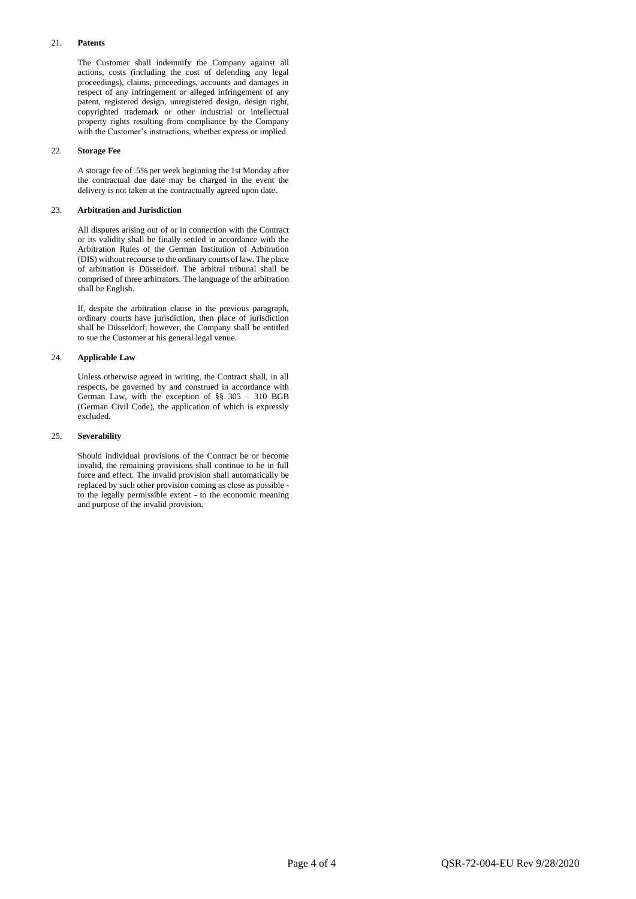## 21. **Patents**

The Customer shall indemnify the Company against all actions, costs (including the cost of defending any legal proceedings), claims, proceedings, accounts and damages in respect of any infringement or alleged infringement of any patent, registered design, unregistered design, design right, copyrighted trademark or other industrial or intellectual property rights resulting from compliance by the Company with the Customer's instructions, whether express or implied.

## 22. **Storage Fee**

A storage fee of .5% per week beginning the 1st Monday after the contractual due date may be charged in the event the delivery is not taken at the contractually agreed upon date.

## 23. **Arbitration and Jurisdiction**

All disputes arising out of or in connection with the Contract or its validity shall be finally settled in accordance with the Arbitration Rules of the German Institution of Arbitration (DIS) without recourse to the ordinary courts of law. The place of arbitration is Düsseldorf. The arbitral tribunal shall be comprised of three arbitrators. The language of the arbitration shall be English.

If, despite the arbitration clause in the previous paragraph, ordinary courts have jurisdiction, then place of jurisdiction shall be Düsseldorf; however, the Company shall be entitled to sue the Customer at his general legal venue.

## 24. **Applicable Law**

Unless otherwise agreed in writing, the Contract shall, in all respects, be governed by and construed in accordance with German Law, with the exception of §§ 305 – 310 BGB (German Civil Code), the application of which is expressly excluded.

## 25. **Severability**

Should individual provisions of the Contract be or become invalid, the remaining provisions shall continue to be in full force and effect. The invalid provision shall automatically be replaced by such other provision coming as close as possible - to the legally permissible extent - to the economic meaning and purpose of the invalid provision.

QSR-72-004-EU Rev 9/28/2020